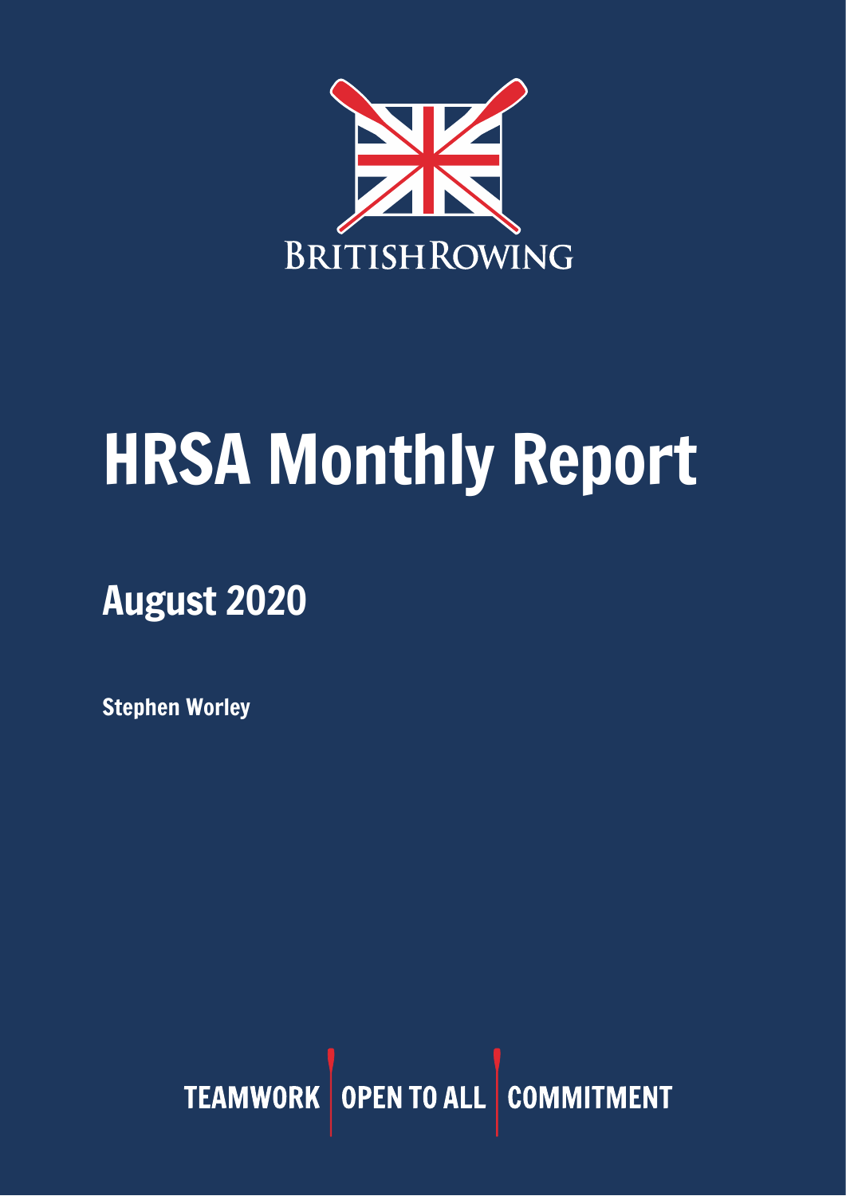BRITISHROWING

# HRSA Monthly Report

## August 2020

**Stephen Worley**

TEAMWORK | OPEN TO ALL | COMMITMENT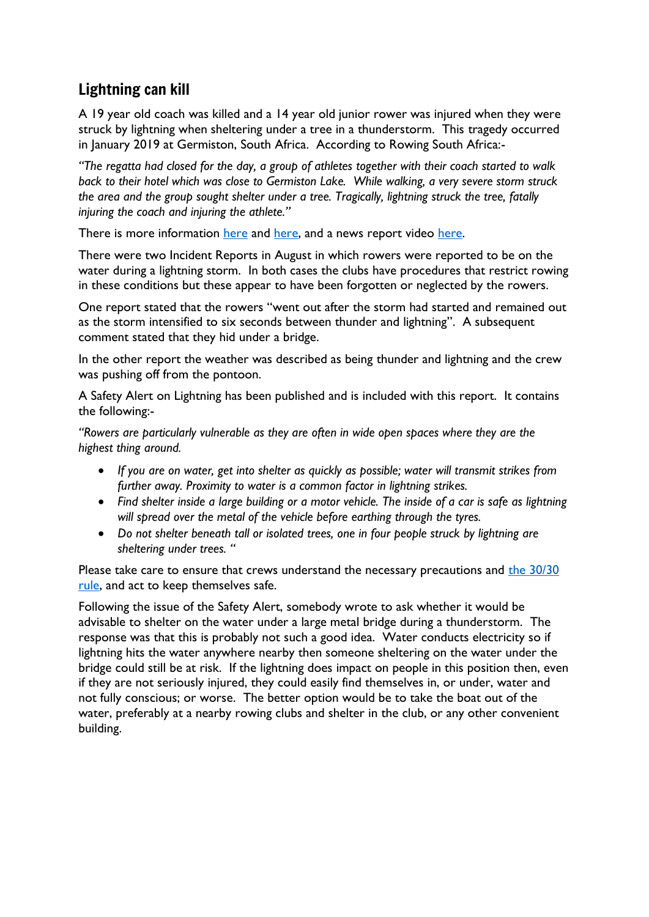## Lightning can kill

A 19 year old coach was killed and a 14 year old junior rower was injured when they were struck by lightning when sheltering under a tree in a thunderstorm. This tragedy occurred in January 2019 at Germiston, South Africa. According to Rowing South Africa:-

*"The regatta had closed for the day, a group of athletes together with their coach started to walk back to their hotel which was close to Germiston Lake. While walking, a very severe storm struck the area and the group sought shelter under a tree. Tragically, lightning struck the tree, fatally injuring the coach and injuring the athlete."*

There is more information here and here, and a news report video here.

There were two Incident Reports in August in which rowers were reported to be on the water during a lightning storm. In both cases the clubs have procedures that restrict rowing in these conditions but these appear to have been forgotten or neglected by the rowers.

One report stated that the rowers "went out after the storm had started and remained out as the storm intensified to six seconds between thunder and lightning". A subsequent comment stated that they hid under a bridge.

In the other report the weather was described as being thunder and lightning and the crew was pushing off from the pontoon.

A Safety Alert on Lightning has been published and is included with this report. It contains the following:-

*"Rowers are particularly vulnerable as they are often in wide open spaces where they are the highest thing around.*

- *If you are on water, get into shelter as quickly as possible; water will transmit strikes from further away. Proximity to water is a common factor in lightning strikes.*
- *Find shelter inside a large building or a motor vehicle. The inside of a car is safe as lightning will spread over the metal of the vehicle before earthing through the tyres.*
- *Do not shelter beneath tall or isolated trees, one in four people struck by lightning are sheltering under trees. "*

Please take care to ensure that crews understand the necessary precautions and the 30/30 rule, and act to keep themselves safe.

Following the issue of the Safety Alert, somebody wrote to ask whether it would be advisable to shelter on the water under a large metal bridge during a thunderstorm. The response was that this is probably not such a good idea. Water conducts electricity so if lightning hits the water anywhere nearby then someone sheltering on the water under the bridge could still be at risk. If the lightning does impact on people in this position then, even if they are not seriously injured, they could easily find themselves in, or under, water and not fully conscious; or worse. The better option would be to take the boat out of the water, preferably at a nearby rowing clubs and shelter in the club, or any other convenient building.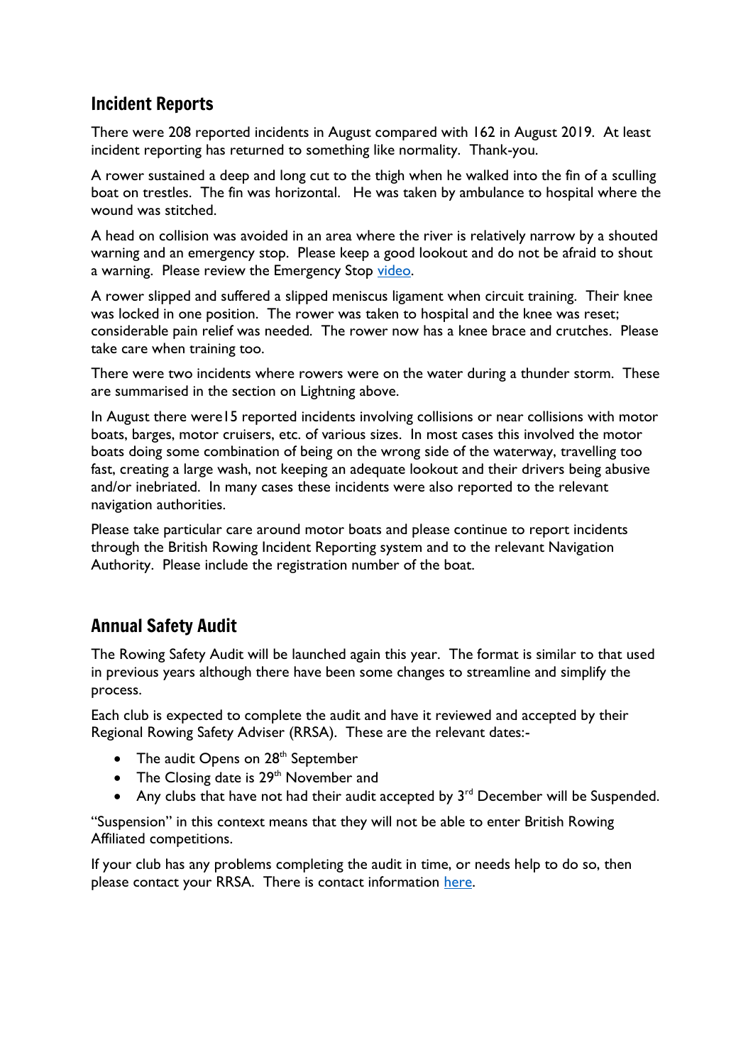## Incident Reports

There were 208 reported incidents in August compared with 162 in August 2019. At least incident reporting has returned to something like normality. Thank-you.

A rower sustained a deep and long cut to the thigh when he walked into the fin of a sculling boat on trestles. The fin was horizontal. He was taken by ambulance to hospital where the wound was stitched.

A head on collision was avoided in an area where the river is relatively narrow by a shouted warning and an emergency stop. Please keep a good lookout and do not be afraid to shout a warning. Please review the Emergency Stop video.

A rower slipped and suffered a slipped meniscus ligament when circuit training. Their knee was locked in one position. The rower was taken to hospital and the knee was reset; considerable pain relief was needed. The rower now has a knee brace and crutches. Please take care when training too.

There were two incidents where rowers were on the water during a thunder storm. These are summarised in the section on Lightning above.

In August there were15 reported incidents involving collisions or near collisions with motor boats, barges, motor cruisers, etc. of various sizes. In most cases this involved the motor boats doing some combination of being on the wrong side of the waterway, travelling too fast, creating a large wash, not keeping an adequate lookout and their drivers being abusive and/or inebriated. In many cases these incidents were also reported to the relevant navigation authorities.

Please take particular care around motor boats and please continue to report incidents through the British Rowing Incident Reporting system and to the relevant Navigation Authority. Please include the registration number of the boat.

## Annual Safety Audit

The Rowing Safety Audit will be launched again this year. The format is similar to that used in previous years although there have been some changes to streamline and simplify the process.

Each club is expected to complete the audit and have it reviewed and accepted by their Regional Rowing Safety Adviser (RRSA). These are the relevant dates:-

- The audit Opens on 28th September
- The Closing date is 29th November and
- Any clubs that have not had their audit accepted by 3rd December will be Suspended.

"Suspension" in this context means that they will not be able to enter British Rowing Affiliated competitions.

If your club has any problems completing the audit in time, or needs help to do so, then please contact your RRSA. There is contact information here.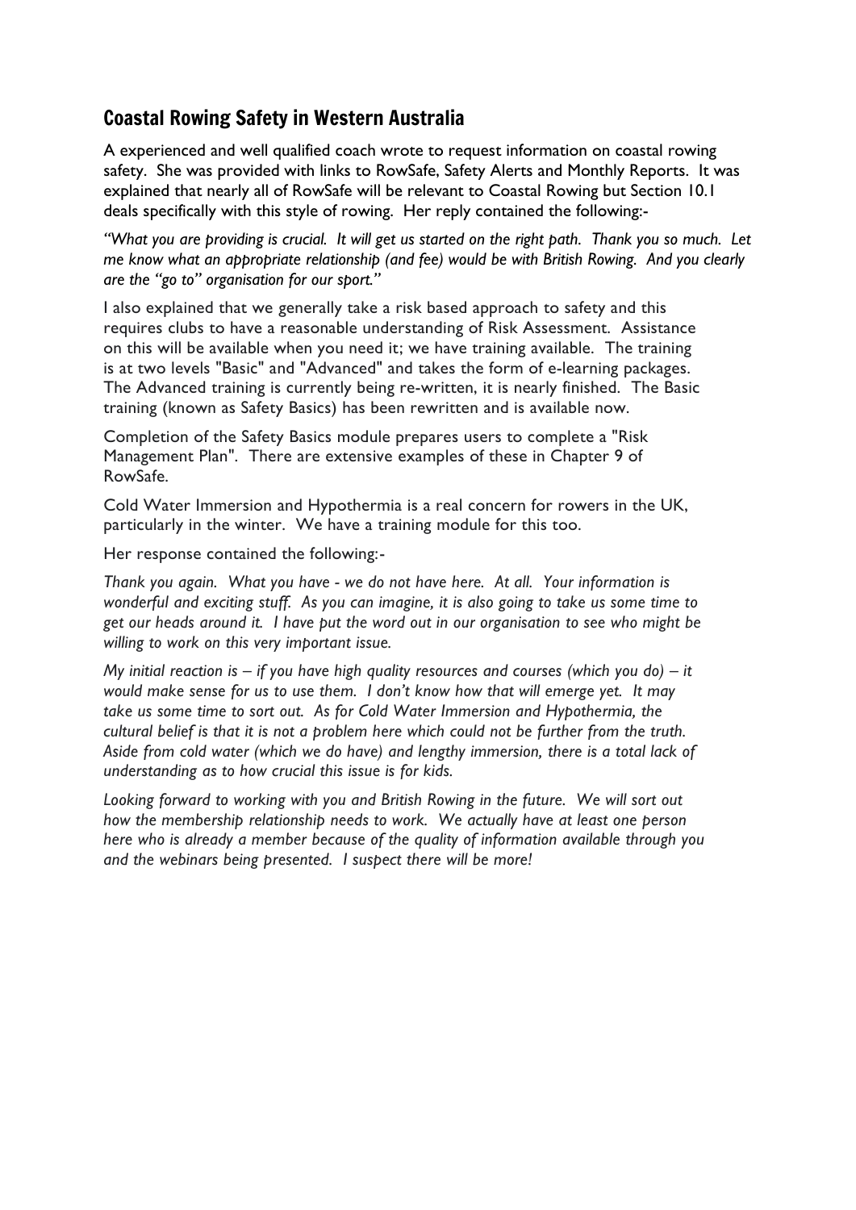## Coastal Rowing Safety in Western Australia

A experienced and well qualified coach wrote to request information on coastal rowing safety. She was provided with links to RowSafe, Safety Alerts and Monthly Reports. It was explained that nearly all of RowSafe will be relevant to Coastal Rowing but Section 10.1 deals specifically with this style of rowing. Her reply contained the following:-

*"What you are providing is crucial. It will get us started on the right path. Thank you so much. Let me know what an appropriate relationship (and fee) would be with British Rowing. And you clearly are the "go to" organisation for our sport."*

I also explained that we generally take a risk based approach to safety and this requires clubs to have a reasonable understanding of Risk Assessment. Assistance on this will be available when you need it; we have training available. The training is at two levels "Basic" and "Advanced" and takes the form of e-learning packages. The Advanced training is currently being re-written, it is nearly finished. The Basic training (known as Safety Basics) has been rewritten and is available now.

Completion of the Safety Basics module prepares users to complete a "Risk Management Plan". There are extensive examples of these in Chapter 9 of RowSafe.

Cold Water Immersion and Hypothermia is a real concern for rowers in the UK, particularly in the winter. We have a training module for this too.

Her response contained the following:-

*Thank you again. What you have - we do not have here. At all. Your information is wonderful and exciting stuff. As you can imagine, it is also going to take us some time to get our heads around it. I have put the word out in our organisation to see who might be willing to work on this very important issue.*

*My initial reaction is – if you have high quality resources and courses (which you do) – it would make sense for us to use them. I don't know how that will emerge yet. It may take us some time to sort out. As for Cold Water Immersion and Hypothermia, the cultural belief is that it is not a problem here which could not be further from the truth. Aside from cold water (which we do have) and lengthy immersion, there is a total lack of understanding as to how crucial this issue is for kids.*

*Looking forward to working with you and British Rowing in the future. We will sort out how the membership relationship needs to work. We actually have at least one person here who is already a member because of the quality of information available through you and the webinars being presented. I suspect there will be more!*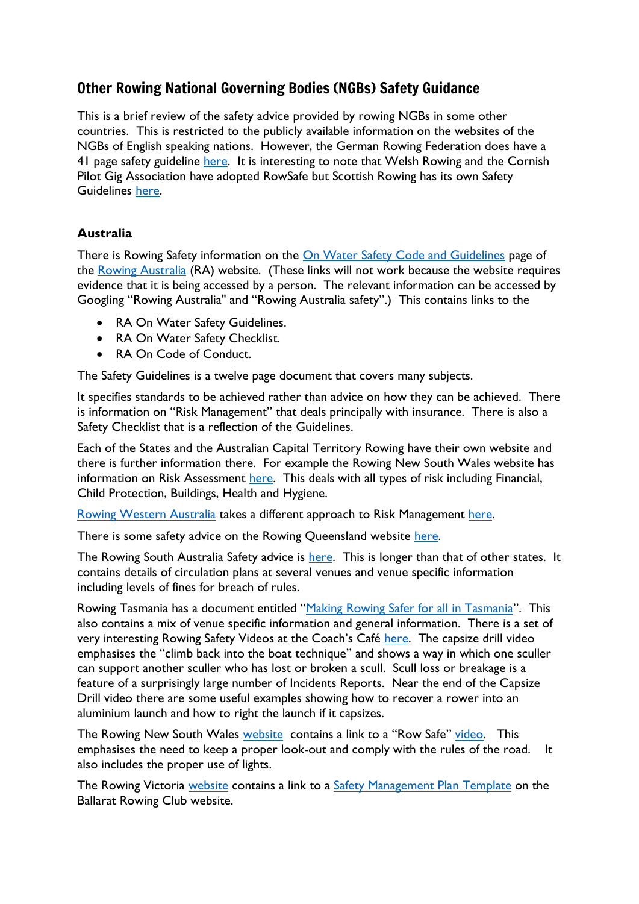## Other Rowing National Governing Bodies (NGBs) Safety Guidance

This is a brief review of the safety advice provided by rowing NGBs in some other countries. This is restricted to the publicly available information on the websites of the NGBs of English speaking nations. However, the German Rowing Federation does have a 41 page safety guideline here. It is interesting to note that Welsh Rowing and the Cornish Pilot Gig Association have adopted RowSafe but Scottish Rowing has its own Safety Guidelines here.

### Australia

There is Rowing Safety information on the On Water Safety Code and Guidelines page of the Rowing Australia (RA) website. (These links will not work because the website requires evidence that it is being accessed by a person. The relevant information can be accessed by Googling "Rowing Australia" and "Rowing Australia safety".) This contains links to the

- RA On Water Safety Guidelines.
- RA On Water Safety Checklist.
- RA On Code of Conduct.

The Safety Guidelines is a twelve page document that covers many subjects.

It specifies standards to be achieved rather than advice on how they can be achieved. There is information on "Risk Management" that deals principally with insurance. There is also a Safety Checklist that is a reflection of the Guidelines.

Each of the States and the Australian Capital Territory Rowing have their own website and there is further information there. For example the Rowing New South Wales website has information on Risk Assessment here. This deals with all types of risk including Financial, Child Protection, Buildings, Health and Hygiene.

Rowing Western Australia takes a different approach to Risk Management here.

There is some safety advice on the Rowing Queensland website here.

The Rowing South Australia Safety advice is here. This is longer than that of other states. It contains details of circulation plans at several venues and venue specific information including levels of fines for breach of rules.

Rowing Tasmania has a document entitled "Making Rowing Safer for all in Tasmania". This also contains a mix of venue specific information and general information. There is a set of very interesting Rowing Safety Videos at the Coach's Café here. The capsize drill video emphasises the "climb back into the boat technique" and shows a way in which one sculler can support another sculler who has lost or broken a scull. Scull loss or breakage is a feature of a surprisingly large number of Incidents Reports. Near the end of the Capsize Drill video there are some useful examples showing how to recover a rower into an aluminium launch and how to right the launch if it capsizes.

The Rowing New South Wales website contains a link to a "Row Safe" video. This emphasises the need to keep a proper look-out and comply with the rules of the road. It also includes the proper use of lights.

The Rowing Victoria website contains a link to a Safety Management Plan Template on the Ballarat Rowing Club website.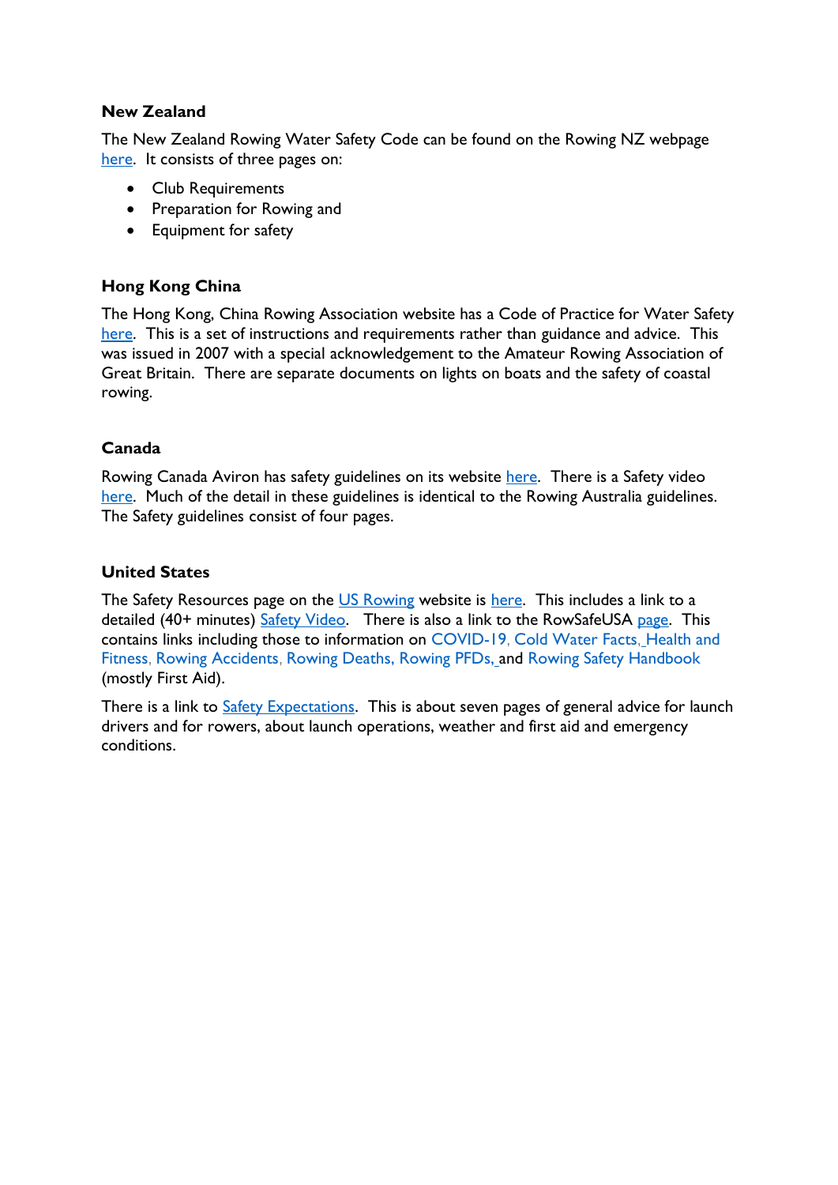### New Zealand

The New Zealand Rowing Water Safety Code can be found on the Rowing NZ webpage here. It consists of three pages on:

- Club Requirements
- Preparation for Rowing and
- Equipment for safety

### Hong Kong China

The Hong Kong, China Rowing Association website has a Code of Practice for Water Safety here. This is a set of instructions and requirements rather than guidance and advice. This was issued in 2007 with a special acknowledgement to the Amateur Rowing Association of Great Britain. There are separate documents on lights on boats and the safety of coastal rowing.

### Canada

Rowing Canada Aviron has safety guidelines on its website here. There is a Safety video here. Much of the detail in these guidelines is identical to the Rowing Australia guidelines. The Safety guidelines consist of four pages.

### United States

The Safety Resources page on the US Rowing website is here. This includes a link to a detailed (40+ minutes) Safety Video. There is also a link to the RowSafeUSA page. This contains links including those to information on COVID-19, Cold Water Facts, Health and Fitness, Rowing Accidents, Rowing Deaths, Rowing PFDs, and Rowing Safety Handbook (mostly First Aid).

There is a link to Safety Expectations. This is about seven pages of general advice for launch drivers and for rowers, about launch operations, weather and first aid and emergency conditions.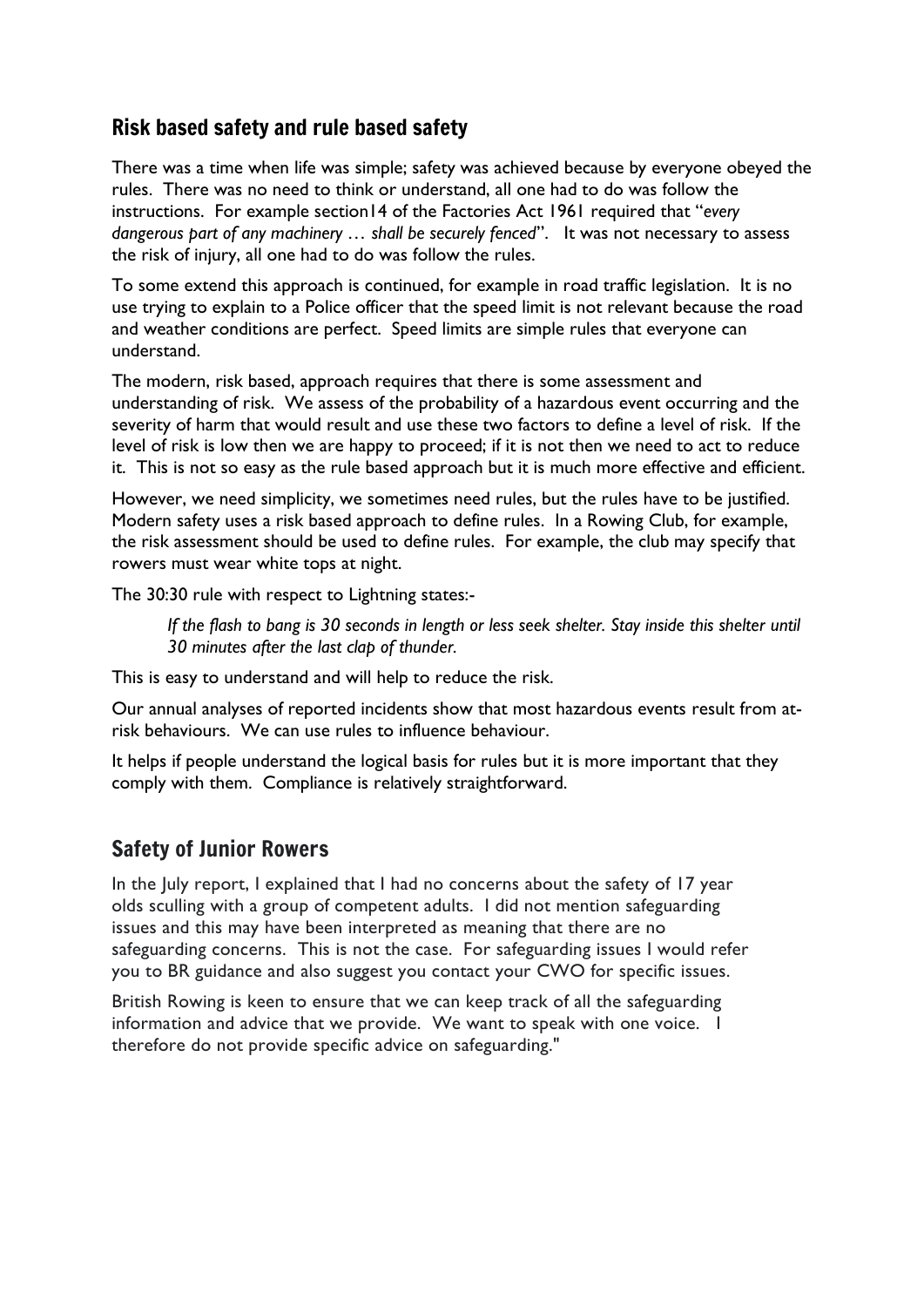## Risk based safety and rule based safety

There was a time when life was simple; safety was achieved because by everyone obeyed the rules. There was no need to think or understand, all one had to do was follow the instructions. For example section14 of the Factories Act 1961 required that "*every dangerous part of any machinery … shall be securely fenced*". It was not necessary to assess the risk of injury, all one had to do was follow the rules.

To some extend this approach is continued, for example in road traffic legislation. It is no use trying to explain to a Police officer that the speed limit is not relevant because the road and weather conditions are perfect. Speed limits are simple rules that everyone can understand.

The modern, risk based, approach requires that there is some assessment and understanding of risk. We assess of the probability of a hazardous event occurring and the severity of harm that would result and use these two factors to define a level of risk. If the level of risk is low then we are happy to proceed; if it is not then we need to act to reduce it. This is not so easy as the rule based approach but it is much more effective and efficient.

However, we need simplicity, we sometimes need rules, but the rules have to be justified. Modern safety uses a risk based approach to define rules. In a Rowing Club, for example, the risk assessment should be used to define rules. For example, the club may specify that rowers must wear white tops at night.

The 30:30 rule with respect to Lightning states:-

> *If the flash to bang is 30 seconds in length or less seek shelter. Stay inside this shelter until 30 minutes after the last clap of thunder.*

This is easy to understand and will help to reduce the risk.

Our annual analyses of reported incidents show that most hazardous events result from at-risk behaviours. We can use rules to influence behaviour.

It helps if people understand the logical basis for rules but it is more important that they comply with them. Compliance is relatively straightforward.

## Safety of Junior Rowers

In the July report, I explained that I had no concerns about the safety of 17 year olds sculling with a group of competent adults. I did not mention safeguarding issues and this may have been interpreted as meaning that there are no safeguarding concerns. This is not the case. For safeguarding issues I would refer you to BR guidance and also suggest you contact your CWO for specific issues.

British Rowing is keen to ensure that we can keep track of all the safeguarding information and advice that we provide. We want to speak with one voice. I therefore do not provide specific advice on safeguarding."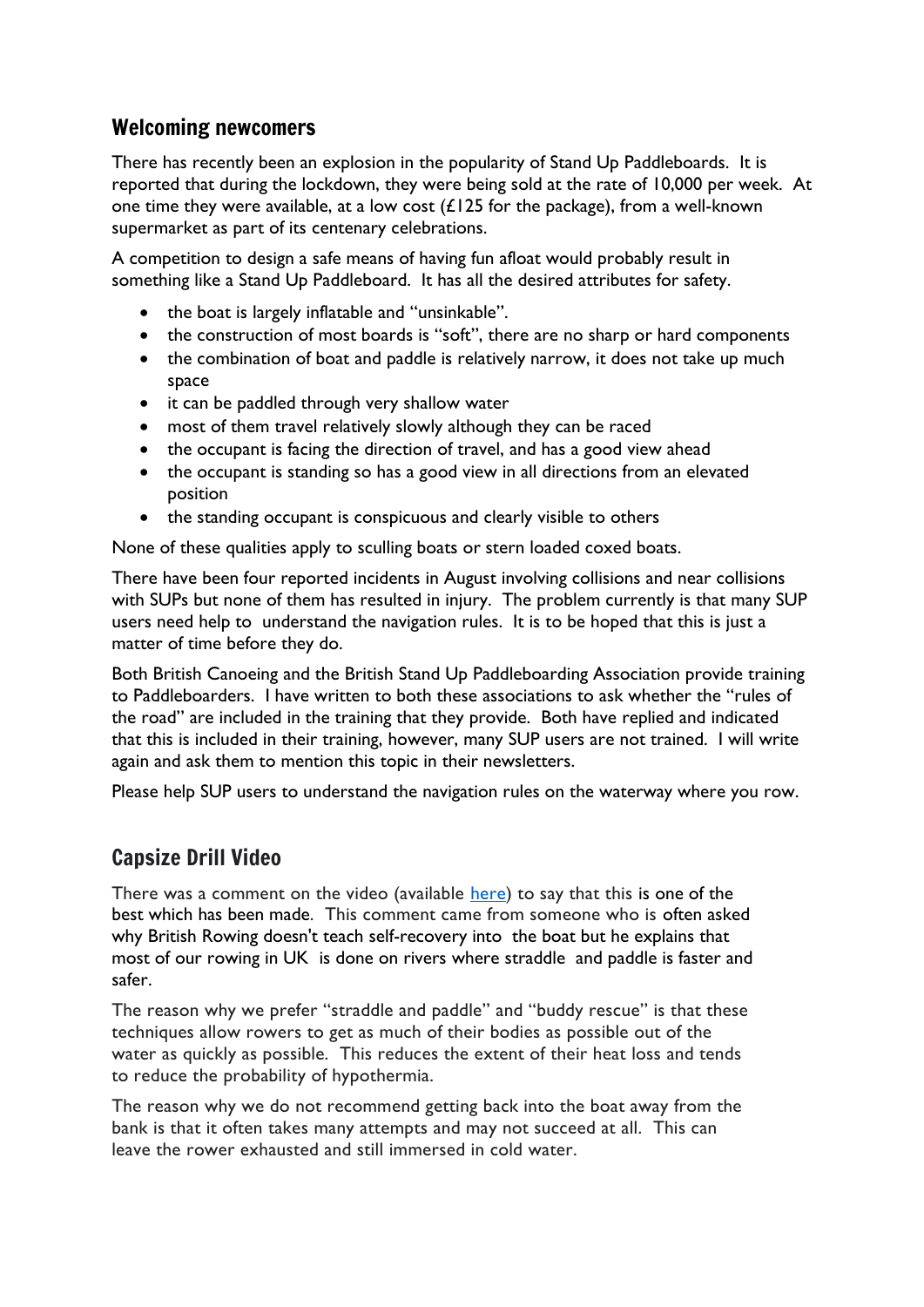## Welcoming newcomers

There has recently been an explosion in the popularity of Stand Up Paddleboards. It is reported that during the lockdown, they were being sold at the rate of 10,000 per week. At one time they were available, at a low cost (£125 for the package), from a well-known supermarket as part of its centenary celebrations.

A competition to design a safe means of having fun afloat would probably result in something like a Stand Up Paddleboard. It has all the desired attributes for safety.

- the boat is largely inflatable and "unsinkable".
- the construction of most boards is "soft", there are no sharp or hard components
- the combination of boat and paddle is relatively narrow, it does not take up much space
- it can be paddled through very shallow water
- most of them travel relatively slowly although they can be raced
- the occupant is facing the direction of travel, and has a good view ahead
- the occupant is standing so has a good view in all directions from an elevated position
- the standing occupant is conspicuous and clearly visible to others

None of these qualities apply to sculling boats or stern loaded coxed boats.

There have been four reported incidents in August involving collisions and near collisions with SUPs but none of them has resulted in injury. The problem currently is that many SUP users need help to understand the navigation rules. It is to be hoped that this is just a matter of time before they do.

Both British Canoeing and the British Stand Up Paddleboarding Association provide training to Paddleboarders. I have written to both these associations to ask whether the "rules of the road" are included in the training that they provide. Both have replied and indicated that this is included in their training, however, many SUP users are not trained. I will write again and ask them to mention this topic in their newsletters.

Please help SUP users to understand the navigation rules on the waterway where you row.

## Capsize Drill Video

There was a comment on the video (available here) to say that this is one of the best which has been made. This comment came from someone who is often asked why British Rowing doesn't teach self-recovery into the boat but he explains that most of our rowing in UK is done on rivers where straddle and paddle is faster and safer.

The reason why we prefer "straddle and paddle" and "buddy rescue" is that these techniques allow rowers to get as much of their bodies as possible out of the water as quickly as possible. This reduces the extent of their heat loss and tends to reduce the probability of hypothermia.

The reason why we do not recommend getting back into the boat away from the bank is that it often takes many attempts and may not succeed at all. This can leave the rower exhausted and still immersed in cold water.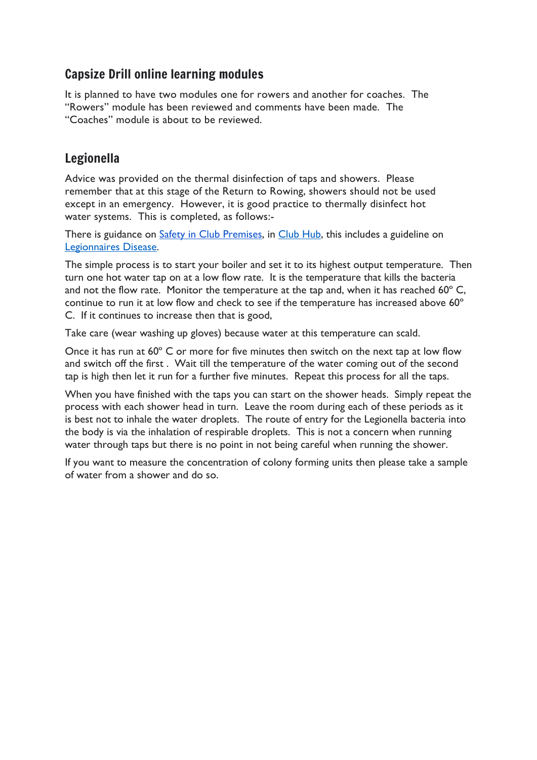## Capsize Drill online learning modules

It is planned to have two modules one for rowers and another for coaches. The "Rowers" module has been reviewed and comments have been made. The "Coaches" module is about to be reviewed.

## Legionella

Advice was provided on the thermal disinfection of taps and showers. Please remember that at this stage of the Return to Rowing, showers should not be used except in an emergency. However, it is good practice to thermally disinfect hot water systems. This is completed, as follows:-

There is guidance on Safety in Club Premises, in Club Hub, this includes a guideline on Legionnaires Disease.

The simple process is to start your boiler and set it to its highest output temperature. Then turn one hot water tap on at a low flow rate. It is the temperature that kills the bacteria and not the flow rate. Monitor the temperature at the tap and, when it has reached 60º C, continue to run it at low flow and check to see if the temperature has increased above 60º C. If it continues to increase then that is good,

Take care (wear washing up gloves) because water at this temperature can scald.

Once it has run at 60º C or more for five minutes then switch on the next tap at low flow and switch off the first . Wait till the temperature of the water coming out of the second tap is high then let it run for a further five minutes. Repeat this process for all the taps.

When you have finished with the taps you can start on the shower heads. Simply repeat the process with each shower head in turn. Leave the room during each of these periods as it is best not to inhale the water droplets. The route of entry for the Legionella bacteria into the body is via the inhalation of respirable droplets. This is not a concern when running water through taps but there is no point in not being careful when running the shower.

If you want to measure the concentration of colony forming units then please take a sample of water from a shower and do so.